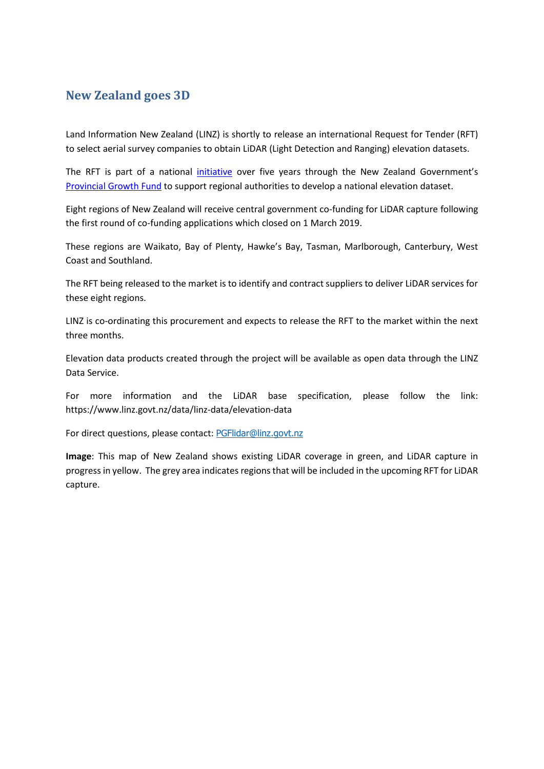# New Zealand goes 3D

Land Information New Zealand (LINZ) is shortly to release an international Request for Tender (RFT) to select aerial survey companies to obtain LiDAR (Light Detection and Ranging) elevation datasets.

The RFT is part of a national initiative over five years through the New Zealand Government's Provincial Growth Fund to support regional authorities to develop a national elevation dataset.

Eight regions of New Zealand will receive central government co-funding for LiDAR capture following the first round of co-funding applications which closed on 1 March 2019.

These regions are Waikato, Bay of Plenty, Hawke's Bay, Tasman, Marlborough, Canterbury, West Coast and Southland.

The RFT being released to the market is to identify and contract suppliers to deliver LiDAR services for these eight regions.

LINZ is co-ordinating this procurement and expects to release the RFT to the market within the next three months.

Elevation data products created through the project will be available as open data through the LINZ Data Service.

For more information and the LiDAR base specification, please follow the link: https://www.linz.govt.nz/data/linz-data/elevation-data

For direct questions, please contact: PGFlidar@linz.govt.nz

**Image**: This map of New Zealand shows existing LiDAR coverage in green, and LiDAR capture in progress in yellow. The grey area indicates regions that will be included in the upcoming RFT for LiDAR capture.